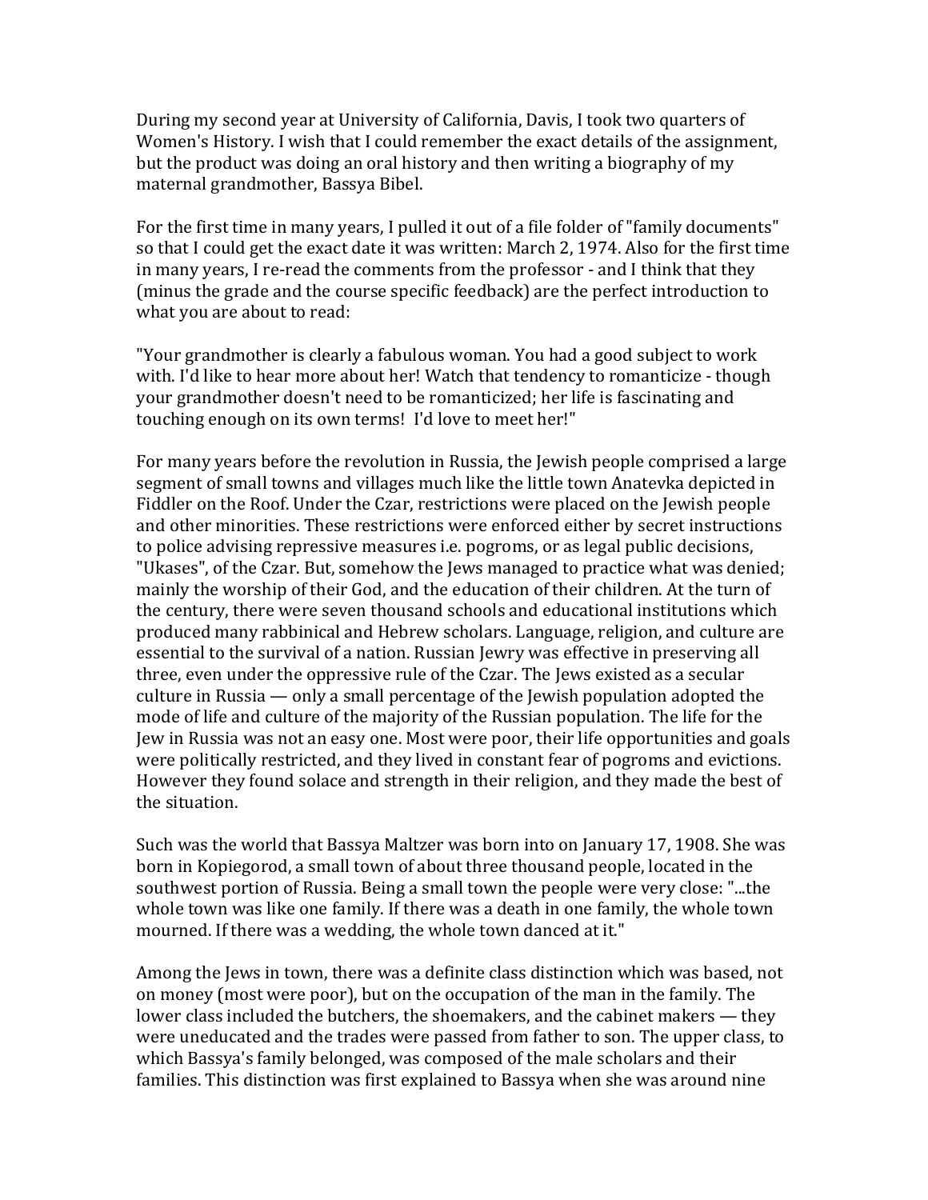During my second year at University of California, Davis, I took two quarters of Women's History. I wish that I could remember the exact details of the assignment, but the product was doing an oral history and then writing a biography of my maternal grandmother, Bassya Bibel.

For the first time in many years, I pulled it out of a file folder of "family documents" so that I could get the exact date it was written: March 2, 1974. Also for the first time in many years, I re-read the comments from the professor - and I think that they (minus the grade and the course specific feedback) are the perfect introduction to what you are about to read:

"Your grandmother is clearly a fabulous woman. You had a good subject to work with. I'd like to hear more about her! Watch that tendency to romanticize - though your grandmother doesn't need to be romanticized; her life is fascinating and touching enough on its own terms! I'd love to meet her!"

For many years before the revolution in Russia, the Jewish people comprised a large segment of small towns and villages much like the little town Anatevka depicted in Fiddler on the Roof. Under the Czar, restrictions were placed on the Jewish people and other minorities. These restrictions were enforced either by secret instructions to police advising repressive measures i.e. pogroms, or as legal public decisions, "Ukases", of the Czar. But, somehow the Jews managed to practice what was denied; mainly the worship of their God, and the education of their children. At the turn of the century, there were seven thousand schools and educational institutions which produced many rabbinical and Hebrew scholars. Language, religion, and culture are essential to the survival of a nation. Russian Jewry was effective in preserving all three, even under the oppressive rule of the Czar. The Jews existed as a secular culture in Russia — only a small percentage of the Jewish population adopted the mode of life and culture of the majority of the Russian population. The life for the Jew in Russia was not an easy one. Most were poor, their life opportunities and goals were politically restricted, and they lived in constant fear of pogroms and evictions. However they found solace and strength in their religion, and they made the best of the situation.

Such was the world that Bassya Maltzer was born into on January 17, 1908. She was born in Kopiegorod, a small town of about three thousand people, located in the southwest portion of Russia. Being a small town the people were very close: "...the whole town was like one family. If there was a death in one family, the whole town mourned. If there was a wedding, the whole town danced at it."

Among the Jews in town, there was a definite class distinction which was based, not on money (most were poor), but on the occupation of the man in the family. The lower class included the butchers, the shoemakers, and the cabinet makers — they were uneducated and the trades were passed from father to son. The upper class, to which Bassya's family belonged, was composed of the male scholars and their families. This distinction was first explained to Bassya when she was around nine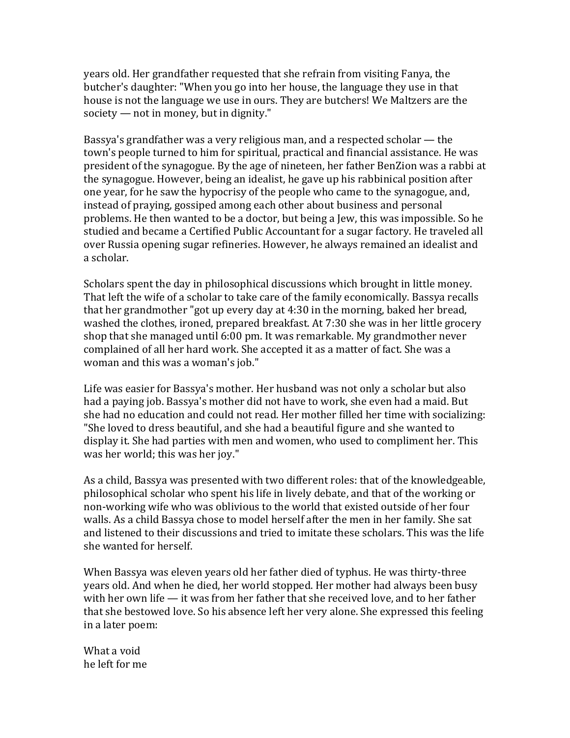years old. Her grandfather requested that she refrain from visiting Fanya, the butcher's daughter: "When you go into her house, the language they use in that house is not the language we use in ours. They are butchers! We Maltzers are the society — not in money, but in dignity."

Bassya's grandfather was a very religious man, and a respected scholar — the town's people turned to him for spiritual, practical and financial assistance. He was president of the synagogue. By the age of nineteen, her father BenZion was a rabbi at the synagogue. However, being an idealist, he gave up his rabbinical position after one year, for he saw the hypocrisy of the people who came to the synagogue, and, instead of praying, gossiped among each other about business and personal problems. He then wanted to be a doctor, but being a Jew, this was impossible. So he studied and became a Certified Public Accountant for a sugar factory. He traveled all over Russia opening sugar refineries. However, he always remained an idealist and a scholar.

Scholars spent the day in philosophical discussions which brought in little money. That left the wife of a scholar to take care of the family economically. Bassya recalls that her grandmother "got up every day at 4:30 in the morning, baked her bread, washed the clothes, ironed, prepared breakfast. At 7:30 she was in her little grocery shop that she managed until 6:00 pm. It was remarkable. My grandmother never complained of all her hard work. She accepted it as a matter of fact. She was a woman and this was a woman's job."

Life was easier for Bassya's mother. Her husband was not only a scholar but also had a paying job. Bassya's mother did not have to work, she even had a maid. But she had no education and could not read. Her mother filled her time with socializing: "She loved to dress beautiful, and she had a beautiful figure and she wanted to display it. She had parties with men and women, who used to compliment her. This was her world; this was her joy."

As a child, Bassya was presented with two different roles: that of the knowledgeable, philosophical scholar who spent his life in lively debate, and that of the working or non-working wife who was oblivious to the world that existed outside of her four walls. As a child Bassya chose to model herself after the men in her family. She sat and listened to their discussions and tried to imitate these scholars. This was the life she wanted for herself.

When Bassya was eleven years old her father died of typhus. He was thirty-three years old. And when he died, her world stopped. Her mother had always been busy with her own life — it was from her father that she received love, and to her father that she bestowed love. So his absence left her very alone. She expressed this feeling in a later poem:

What a void  
he left for me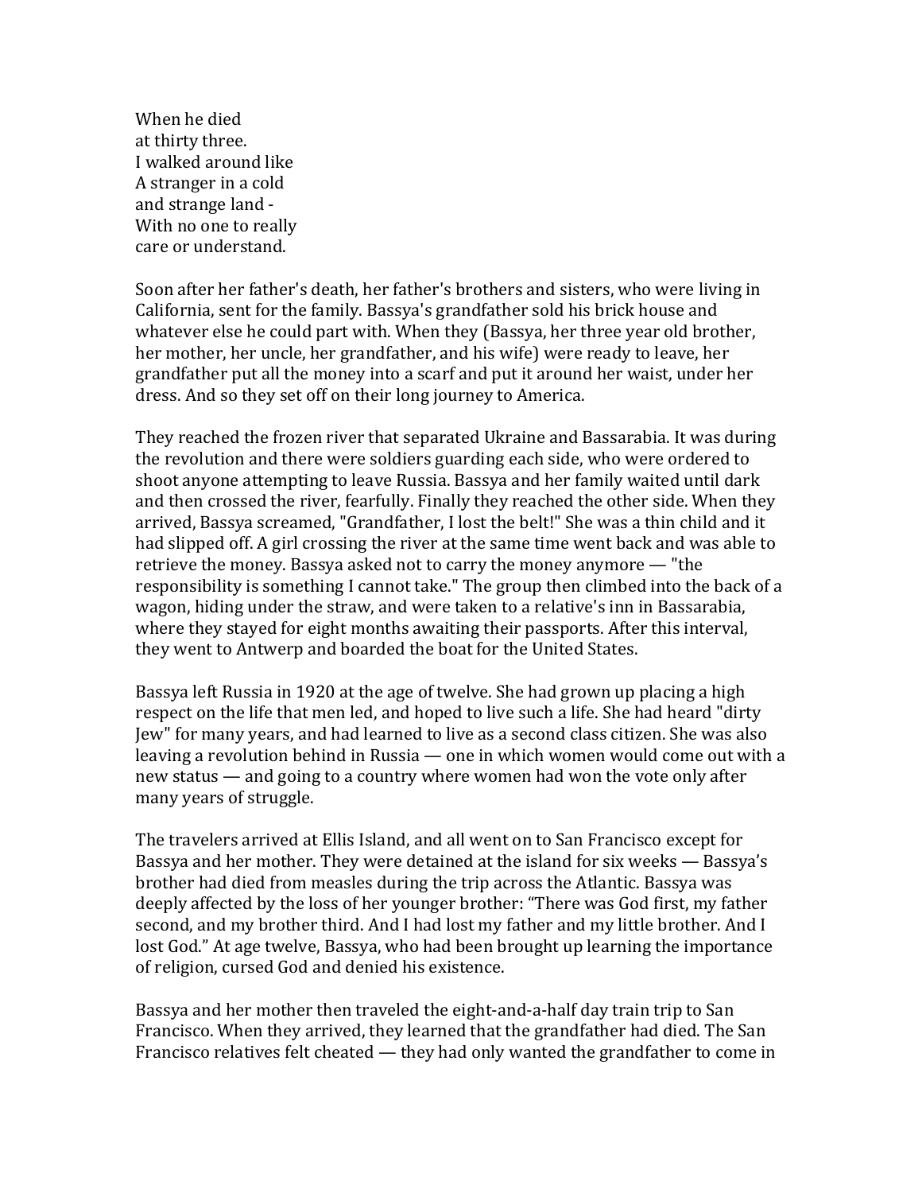When he died  
at thirty three.  
I walked around like  
A stranger in a cold  
and strange land -  
With no one to really  
care or understand.

Soon after her father's death, her father's brothers and sisters, who were living in California, sent for the family. Bassya's grandfather sold his brick house and whatever else he could part with. When they (Bassya, her three year old brother, her mother, her uncle, her grandfather, and his wife) were ready to leave, her grandfather put all the money into a scarf and put it around her waist, under her dress. And so they set off on their long journey to America.

They reached the frozen river that separated Ukraine and Bassarabia. It was during the revolution and there were soldiers guarding each side, who were ordered to shoot anyone attempting to leave Russia. Bassya and her family waited until dark and then crossed the river, fearfully. Finally they reached the other side. When they arrived, Bassya screamed, "Grandfather, I lost the belt!" She was a thin child and it had slipped off. A girl crossing the river at the same time went back and was able to retrieve the money. Bassya asked not to carry the money anymore — "the responsibility is something I cannot take." The group then climbed into the back of a wagon, hiding under the straw, and were taken to a relative's inn in Bassarabia, where they stayed for eight months awaiting their passports. After this interval, they went to Antwerp and boarded the boat for the United States.

Bassya left Russia in 1920 at the age of twelve. She had grown up placing a high respect on the life that men led, and hoped to live such a life. She had heard "dirty Jew" for many years, and had learned to live as a second class citizen. She was also leaving a revolution behind in Russia — one in which women would come out with a new status — and going to a country where women had won the vote only after many years of struggle.

The travelers arrived at Ellis Island, and all went on to San Francisco except for Bassya and her mother. They were detained at the island for six weeks — Bassya's brother had died from measles during the trip across the Atlantic. Bassya was deeply affected by the loss of her younger brother: "There was God first, my father second, and my brother third. And I had lost my father and my little brother. And I lost God." At age twelve, Bassya, who had been brought up learning the importance of religion, cursed God and denied his existence.

Bassya and her mother then traveled the eight-and-a-half day train trip to San Francisco. When they arrived, they learned that the grandfather had died. The San Francisco relatives felt cheated — they had only wanted the grandfather to come in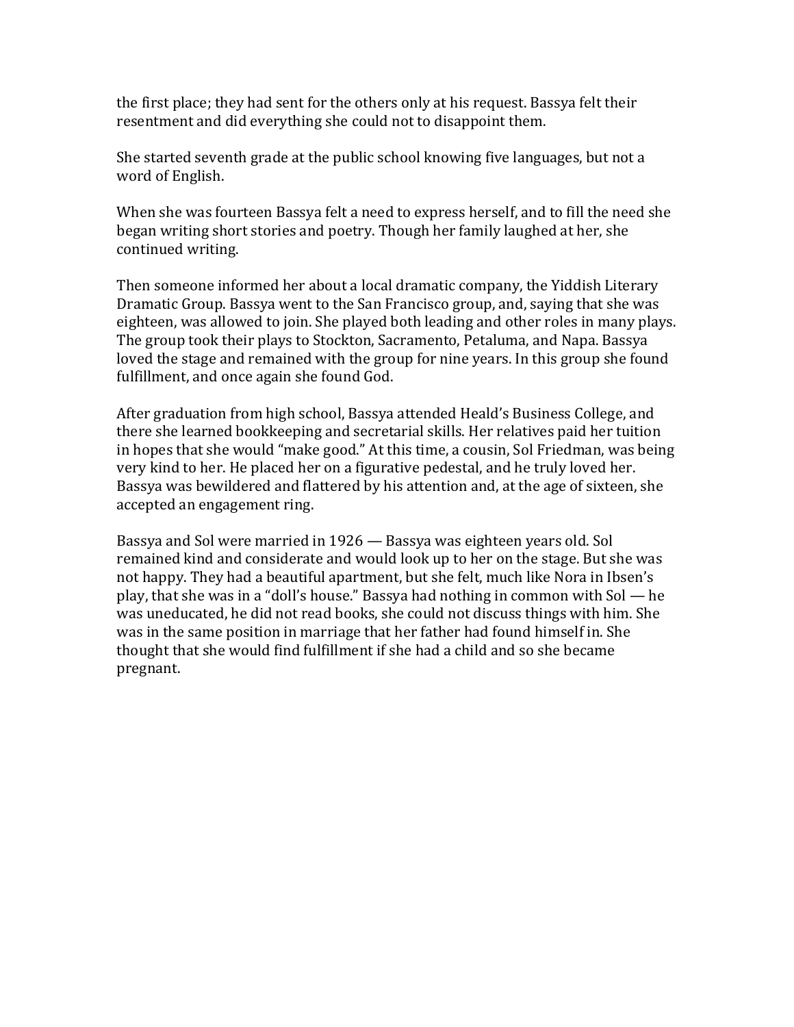the first place; they had sent for the others only at his request. Bassya felt their resentment and did everything she could not to disappoint them.

She started seventh grade at the public school knowing five languages, but not a word of English.

When she was fourteen Bassya felt a need to express herself, and to fill the need she began writing short stories and poetry. Though her family laughed at her, she continued writing.

Then someone informed her about a local dramatic company, the Yiddish Literary Dramatic Group. Bassya went to the San Francisco group, and, saying that she was eighteen, was allowed to join. She played both leading and other roles in many plays. The group took their plays to Stockton, Sacramento, Petaluma, and Napa. Bassya loved the stage and remained with the group for nine years. In this group she found fulfillment, and once again she found God.

After graduation from high school, Bassya attended Heald's Business College, and there she learned bookkeeping and secretarial skills. Her relatives paid her tuition in hopes that she would "make good." At this time, a cousin, Sol Friedman, was being very kind to her. He placed her on a figurative pedestal, and he truly loved her. Bassya was bewildered and flattered by his attention and, at the age of sixteen, she accepted an engagement ring.

Bassya and Sol were married in 1926 — Bassya was eighteen years old. Sol remained kind and considerate and would look up to her on the stage. But she was not happy. They had a beautiful apartment, but she felt, much like Nora in Ibsen's play, that she was in a "doll's house." Bassya had nothing in common with Sol — he was uneducated, he did not read books, she could not discuss things with him. She was in the same position in marriage that her father had found himself in. She thought that she would find fulfillment if she had a child and so she became pregnant.